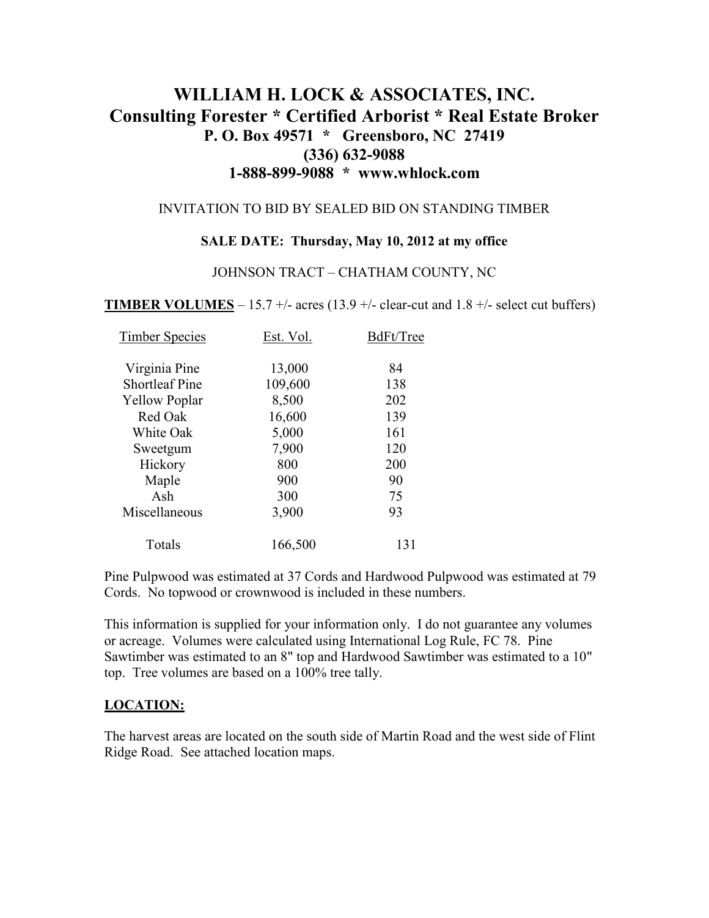# WILLIAM H. LOCK & ASSOCIATES, INC.

## Consulting Forester * Certified Arborist * Real Estate Broker

**P. O. Box 49571 * Greensboro, NC 27419**
**(336) 632-9088**
**1-888-899-9088 * www.whlock.com**

INVITATION TO BID BY SEALED BID ON STANDING TIMBER

**SALE DATE: Thursday, May 10, 2012 at my office**

JOHNSON TRACT – CHATHAM COUNTY, NC

**TIMBER VOLUMES** – 15.7 +/- acres (13.9 +/- clear-cut and 1.8 +/- select cut buffers)

| Timber Species | Est. Vol. | BdFt/Tree |
|---|---|---|
| Virginia Pine | 13,000 | 84 |
| Shortleaf Pine | 109,600 | 138 |
| Yellow Poplar | 8,500 | 202 |
| Red Oak | 16,600 | 139 |
| White Oak | 5,000 | 161 |
| Sweetgum | 7,900 | 120 |
| Hickory | 800 | 200 |
| Maple | 900 | 90 |
| Ash | 300 | 75 |
| Miscellaneous | 3,900 | 93 |
| Totals | 166,500 | 131 |

Pine Pulpwood was estimated at 37 Cords and Hardwood Pulpwood was estimated at 79 Cords. No topwood or crownwood is included in these numbers.

This information is supplied for your information only. I do not guarantee any volumes or acreage. Volumes were calculated using International Log Rule, FC 78. Pine Sawtimber was estimated to an 8" top and Hardwood Sawtimber was estimated to a 10" top. Tree volumes are based on a 100% tree tally.

**LOCATION:**

The harvest areas are located on the south side of Martin Road and the west side of Flint Ridge Road. See attached location maps.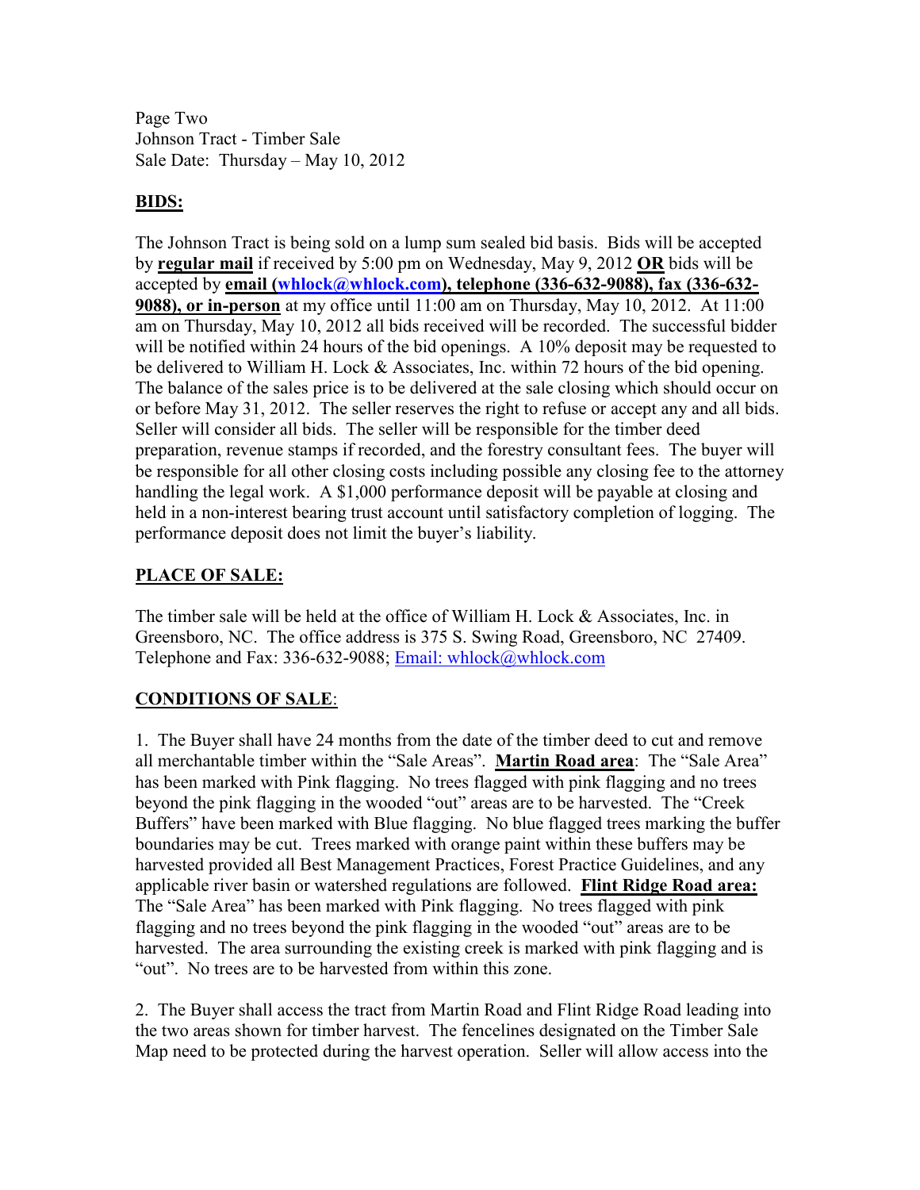Page Two
Johnson Tract - Timber Sale
Sale Date: Thursday – May 10, 2012

## BIDS:

The Johnson Tract is being sold on a lump sum sealed bid basis. Bids will be accepted by **regular mail** if received by 5:00 pm on Wednesday, May 9, 2012 **OR** bids will be accepted by **email (whlock@whlock.com), telephone (336-632-9088), fax (336-632-9088), or in-person** at my office until 11:00 am on Thursday, May 10, 2012. At 11:00 am on Thursday, May 10, 2012 all bids received will be recorded. The successful bidder will be notified within 24 hours of the bid openings. A 10% deposit may be requested to be delivered to William H. Lock & Associates, Inc. within 72 hours of the bid opening. The balance of the sales price is to be delivered at the sale closing which should occur on or before May 31, 2012. The seller reserves the right to refuse or accept any and all bids. Seller will consider all bids. The seller will be responsible for the timber deed preparation, revenue stamps if recorded, and the forestry consultant fees. The buyer will be responsible for all other closing costs including possible any closing fee to the attorney handling the legal work. A $1,000 performance deposit will be payable at closing and held in a non-interest bearing trust account until satisfactory completion of logging. The performance deposit does not limit the buyer's liability.

## PLACE OF SALE:

The timber sale will be held at the office of William H. Lock & Associates, Inc. in Greensboro, NC. The office address is 375 S. Swing Road, Greensboro, NC 27409. Telephone and Fax: 336-632-9088; Email: whlock@whlock.com

## CONDITIONS OF SALE:

1. The Buyer shall have 24 months from the date of the timber deed to cut and remove all merchantable timber within the "Sale Areas". **Martin Road area**: The "Sale Area" has been marked with Pink flagging. No trees flagged with pink flagging and no trees beyond the pink flagging in the wooded "out" areas are to be harvested. The "Creek Buffers" have been marked with Blue flagging. No blue flagged trees marking the buffer boundaries may be cut. Trees marked with orange paint within these buffers may be harvested provided all Best Management Practices, Forest Practice Guidelines, and any applicable river basin or watershed regulations are followed. **Flint Ridge Road area:** The "Sale Area" has been marked with Pink flagging. No trees flagged with pink flagging and no trees beyond the pink flagging in the wooded "out" areas are to be harvested. The area surrounding the existing creek is marked with pink flagging and is "out". No trees are to be harvested from within this zone.

2. The Buyer shall access the tract from Martin Road and Flint Ridge Road leading into the two areas shown for timber harvest. The fencelines designated on the Timber Sale Map need to be protected during the harvest operation. Seller will allow access into the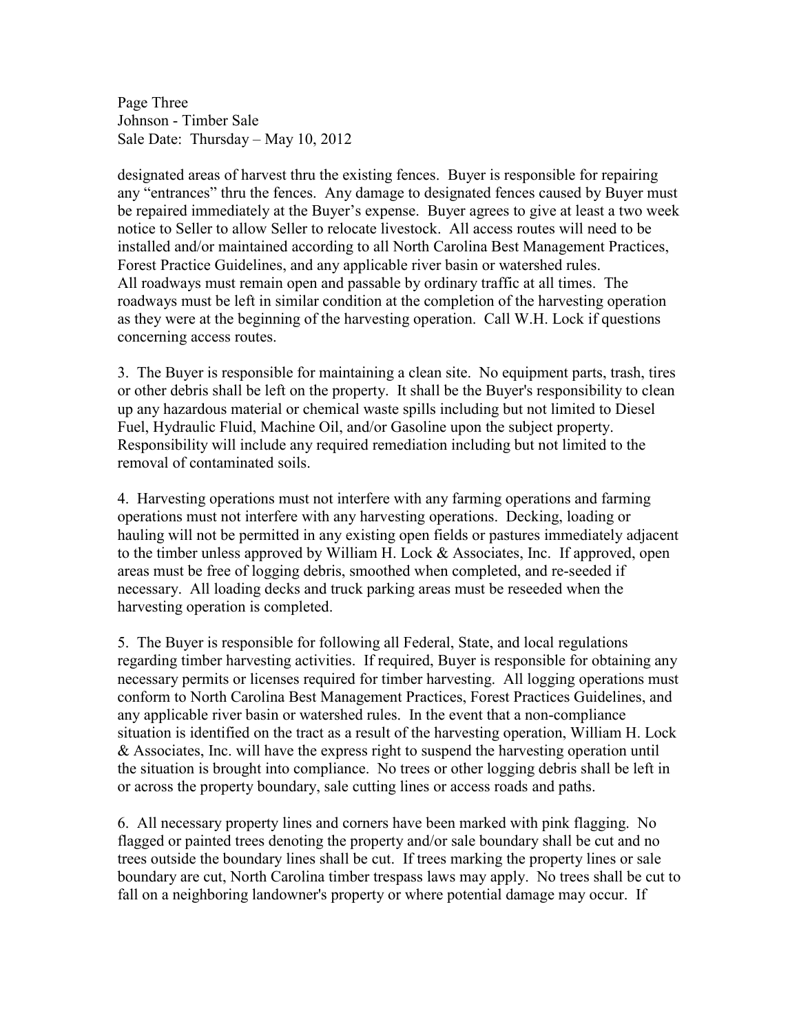designated areas of harvest thru the existing fences. Buyer is responsible for repairing any "entrances" thru the fences. Any damage to designated fences caused by Buyer must be repaired immediately at the Buyer's expense. Buyer agrees to give at least a two week notice to Seller to allow Seller to relocate livestock. All access routes will need to be installed and/or maintained according to all North Carolina Best Management Practices, Forest Practice Guidelines, and any applicable river basin or watershed rules. All roadways must remain open and passable by ordinary traffic at all times. The roadways must be left in similar condition at the completion of the harvesting operation as they were at the beginning of the harvesting operation. Call W.H. Lock if questions concerning access routes.

3. The Buyer is responsible for maintaining a clean site. No equipment parts, trash, tires or other debris shall be left on the property. It shall be the Buyer's responsibility to clean up any hazardous material or chemical waste spills including but not limited to Diesel Fuel, Hydraulic Fluid, Machine Oil, and/or Gasoline upon the subject property. Responsibility will include any required remediation including but not limited to the removal of contaminated soils.

4. Harvesting operations must not interfere with any farming operations and farming operations must not interfere with any harvesting operations. Decking, loading or hauling will not be permitted in any existing open fields or pastures immediately adjacent to the timber unless approved by William H. Lock & Associates, Inc. If approved, open areas must be free of logging debris, smoothed when completed, and re-seeded if necessary. All loading decks and truck parking areas must be reseeded when the harvesting operation is completed.

5. The Buyer is responsible for following all Federal, State, and local regulations regarding timber harvesting activities. If required, Buyer is responsible for obtaining any necessary permits or licenses required for timber harvesting. All logging operations must conform to North Carolina Best Management Practices, Forest Practices Guidelines, and any applicable river basin or watershed rules. In the event that a non-compliance situation is identified on the tract as a result of the harvesting operation, William H. Lock & Associates, Inc. will have the express right to suspend the harvesting operation until the situation is brought into compliance. No trees or other logging debris shall be left in or across the property boundary, sale cutting lines or access roads and paths.

6. All necessary property lines and corners have been marked with pink flagging. No flagged or painted trees denoting the property and/or sale boundary shall be cut and no trees outside the boundary lines shall be cut. If trees marking the property lines or sale boundary are cut, North Carolina timber trespass laws may apply. No trees shall be cut to fall on a neighboring landowner's property or where potential damage may occur. If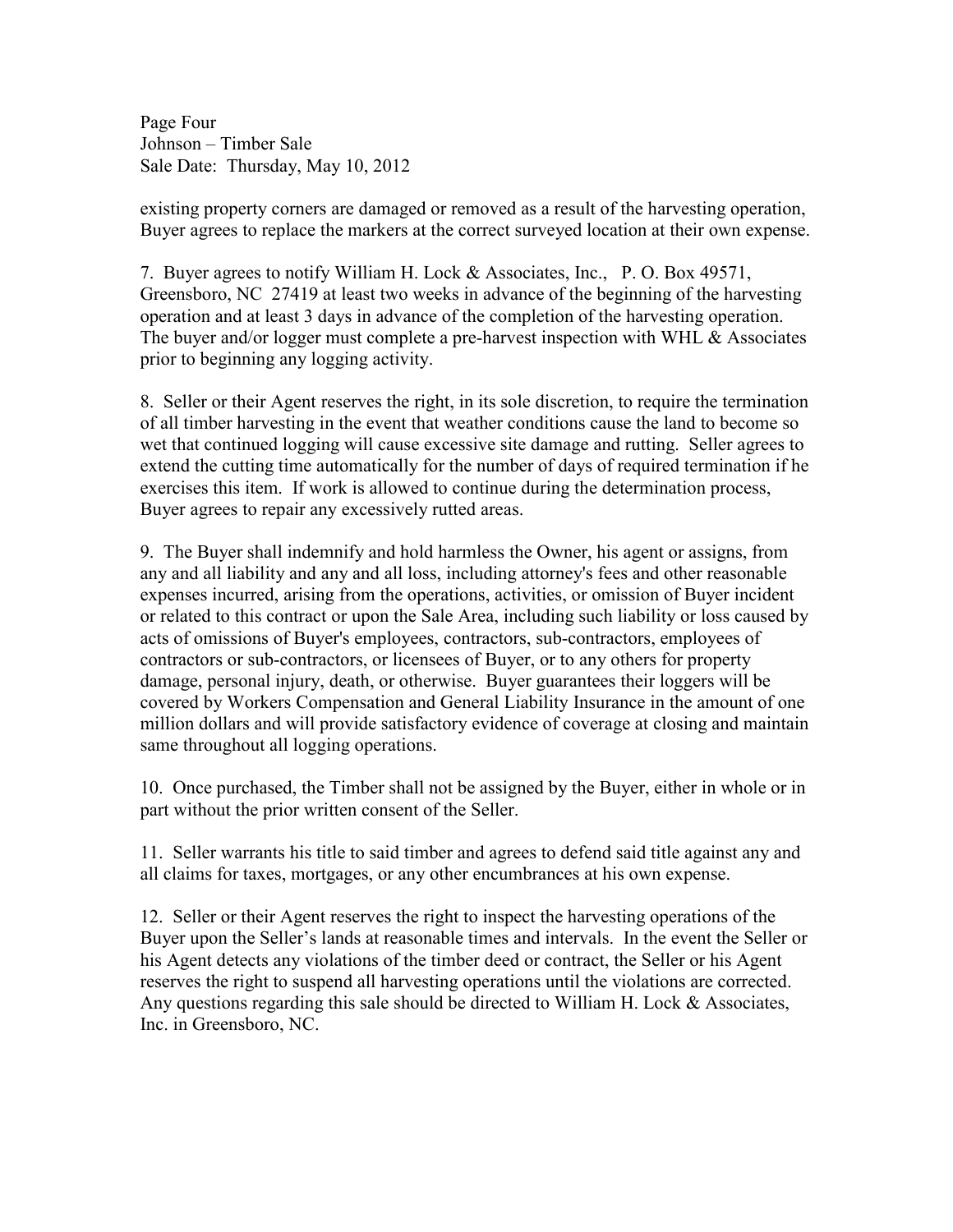existing property corners are damaged or removed as a result of the harvesting operation, Buyer agrees to replace the markers at the correct surveyed location at their own expense.

7. Buyer agrees to notify William H. Lock & Associates, Inc., P. O. Box 49571, Greensboro, NC 27419 at least two weeks in advance of the beginning of the harvesting operation and at least 3 days in advance of the completion of the harvesting operation. The buyer and/or logger must complete a pre-harvest inspection with WHL & Associates prior to beginning any logging activity.

8. Seller or their Agent reserves the right, in its sole discretion, to require the termination of all timber harvesting in the event that weather conditions cause the land to become so wet that continued logging will cause excessive site damage and rutting. Seller agrees to extend the cutting time automatically for the number of days of required termination if he exercises this item. If work is allowed to continue during the determination process, Buyer agrees to repair any excessively rutted areas.

9. The Buyer shall indemnify and hold harmless the Owner, his agent or assigns, from any and all liability and any and all loss, including attorney's fees and other reasonable expenses incurred, arising from the operations, activities, or omission of Buyer incident or related to this contract or upon the Sale Area, including such liability or loss caused by acts of omissions of Buyer's employees, contractors, sub-contractors, employees of contractors or sub-contractors, or licensees of Buyer, or to any others for property damage, personal injury, death, or otherwise. Buyer guarantees their loggers will be covered by Workers Compensation and General Liability Insurance in the amount of one million dollars and will provide satisfactory evidence of coverage at closing and maintain same throughout all logging operations.

10. Once purchased, the Timber shall not be assigned by the Buyer, either in whole or in part without the prior written consent of the Seller.

11. Seller warrants his title to said timber and agrees to defend said title against any and all claims for taxes, mortgages, or any other encumbrances at his own expense.

12. Seller or their Agent reserves the right to inspect the harvesting operations of the Buyer upon the Seller's lands at reasonable times and intervals. In the event the Seller or his Agent detects any violations of the timber deed or contract, the Seller or his Agent reserves the right to suspend all harvesting operations until the violations are corrected. Any questions regarding this sale should be directed to William H. Lock & Associates, Inc. in Greensboro, NC.